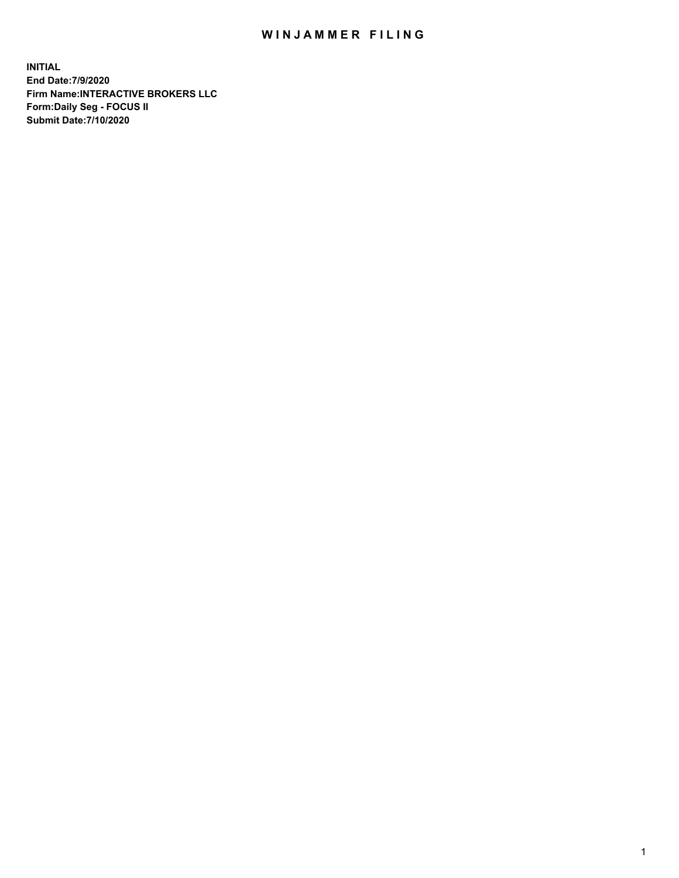# WINJAMMER FILING

**INITIAL**
**End Date:7/9/2020**
**Firm Name:INTERACTIVE BROKERS LLC**
**Form:Daily Seg - FOCUS II**
**Submit Date:7/10/2020**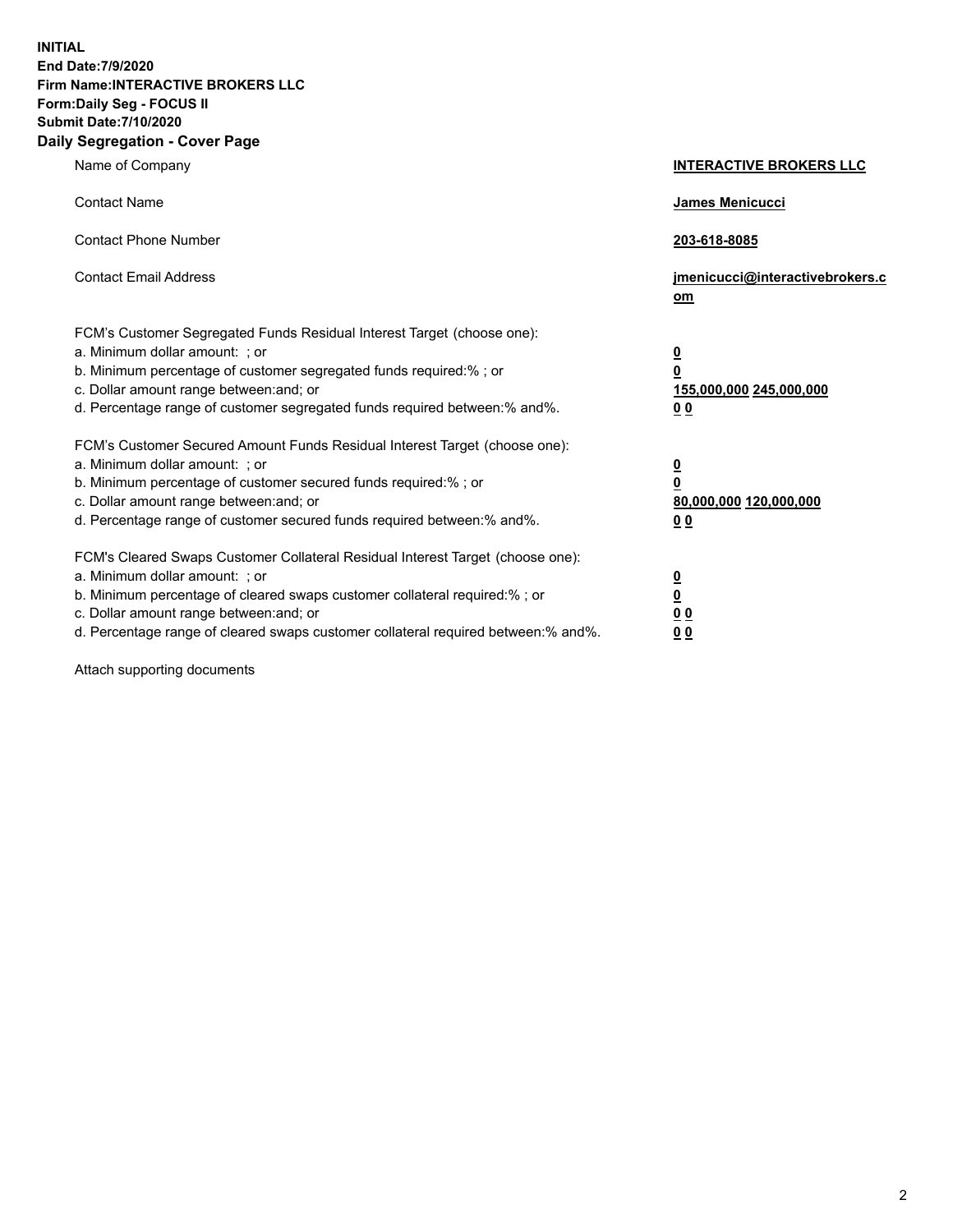**INITIAL**
**End Date:7/9/2020**
**Firm Name:INTERACTIVE BROKERS LLC**
**Form:Daily Seg - FOCUS II**
**Submit Date:7/10/2020**

## Daily Segregation - Cover Page

| | |
|---|---|
| Name of Company | **INTERACTIVE BROKERS LLC** |
| Contact Name | **James Menicucci** |
| Contact Phone Number | **203-618-8085** |
| Contact Email Address | **jmenicucci@interactivebrokers.com** |
| FCM's Customer Segregated Funds Residual Interest Target (choose one): | |
| a. Minimum dollar amount: ; or | **0** |
| b. Minimum percentage of customer segregated funds required:% ; or | **0** |
| c. Dollar amount range between:and; or | **155,000,000 245,000,000** |
| d. Percentage range of customer segregated funds required between:% and%. | **0 0** |
| FCM's Customer Secured Amount Funds Residual Interest Target (choose one): | |
| a. Minimum dollar amount: ; or | **0** |
| b. Minimum percentage of customer secured funds required:% ; or | **0** |
| c. Dollar amount range between:and; or | **80,000,000 120,000,000** |
| d. Percentage range of customer secured funds required between:% and%. | **0 0** |
| FCM's Cleared Swaps Customer Collateral Residual Interest Target (choose one): | |
| a. Minimum dollar amount: ; or | **0** |
| b. Minimum percentage of cleared swaps customer collateral required:% ; or | **0** |
| c. Dollar amount range between:and; or | **0 0** |
| d. Percentage range of cleared swaps customer collateral required between:% and%. | **0 0** |

Attach supporting documents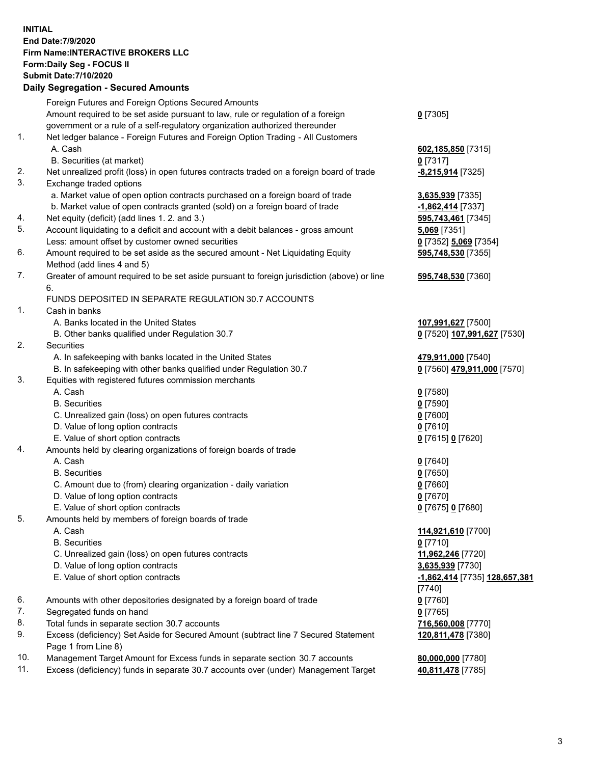**INITIAL**
**End Date:7/9/2020**
**Firm Name:INTERACTIVE BROKERS LLC**
**Form:Daily Seg - FOCUS II**
**Submit Date:7/10/2020**

**Daily Segregation - Secured Amounts**

| | | |
|---|---|---|
| | Foreign Futures and Foreign Options Secured Amounts | |
| | Amount required to be set aside pursuant to law, rule or regulation of a foreign government or a rule of a self-regulatory organization authorized thereunder | **0** [7305] |
| 1. | Net ledger balance - Foreign Futures and Foreign Option Trading - All Customers | |
| | A. Cash | **602,185,850** [7315] |
| | B. Securities (at market) | **0** [7317] |
| 2. | Net unrealized profit (loss) in open futures contracts traded on a foreign board of trade | **-8,215,914** [7325] |
| 3. | Exchange traded options | |
| | a. Market value of open option contracts purchased on a foreign board of trade | **3,635,939** [7335] |
| | b. Market value of open contracts granted (sold) on a foreign board of trade | **-1,862,414** [7337] |
| 4. | Net equity (deficit) (add lines 1. 2. and 3.) | **595,743,461** [7345] |
| 5. | Account liquidating to a deficit and account with a debit balances - gross amount | **5,069** [7351] |
| | Less: amount offset by customer owned securities | **0** [7352] **5,069** [7354] |
| 6. | Amount required to be set aside as the secured amount - Net Liquidating Equity Method (add lines 4 and 5) | **595,748,530** [7355] |
| 7. | Greater of amount required to be set aside pursuant to foreign jurisdiction (above) or line 6. | **595,748,530** [7360] |
| | FUNDS DEPOSITED IN SEPARATE REGULATION 30.7 ACCOUNTS | |
| 1. | Cash in banks | |
| | A. Banks located in the United States | **107,991,627** [7500] |
| | B. Other banks qualified under Regulation 30.7 | **0** [7520] **107,991,627** [7530] |
| 2. | Securities | |
| | A. In safekeeping with banks located in the United States | **479,911,000** [7540] |
| | B. In safekeeping with other banks qualified under Regulation 30.7 | **0** [7560] **479,911,000** [7570] |
| 3. | Equities with registered futures commission merchants | |
| | A. Cash | **0** [7580] |
| | B. Securities | **0** [7590] |
| | C. Unrealized gain (loss) on open futures contracts | **0** [7600] |
| | D. Value of long option contracts | **0** [7610] |
| | E. Value of short option contracts | **0** [7615] **0** [7620] |
| 4. | Amounts held by clearing organizations of foreign boards of trade | |
| | A. Cash | **0** [7640] |
| | B. Securities | **0** [7650] |
| | C. Amount due to (from) clearing organization - daily variation | **0** [7660] |
| | D. Value of long option contracts | **0** [7670] |
| | E. Value of short option contracts | **0** [7675] **0** [7680] |
| 5. | Amounts held by members of foreign boards of trade | |
| | A. Cash | **114,921,610** [7700] |
| | B. Securities | **0** [7710] |
| | C. Unrealized gain (loss) on open futures contracts | **11,962,246** [7720] |
| | D. Value of long option contracts | **3,635,939** [7730] |
| | E. Value of short option contracts | **-1,862,414** [7735] **128,657,381** [7740] |
| 6. | Amounts with other depositories designated by a foreign board of trade | **0** [7760] |
| 7. | Segregated funds on hand | **0** [7765] |
| 8. | Total funds in separate section 30.7 accounts | **716,560,008** [7770] |
| 9. | Excess (deficiency) Set Aside for Secured Amount (subtract line 7 Secured Statement Page 1 from Line 8) | **120,811,478** [7380] |
| 10. | Management Target Amount for Excess funds in separate section 30.7 accounts | **80,000,000** [7780] |
| 11. | Excess (deficiency) funds in separate 30.7 accounts over (under) Management Target | **40,811,478** [7785] |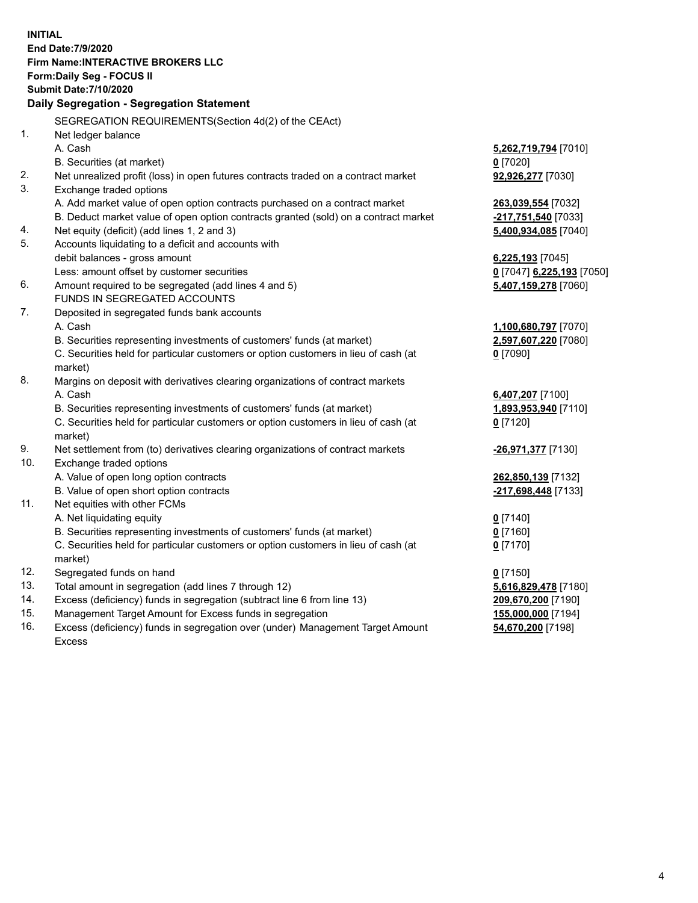**INITIAL**
**End Date:7/9/2020**
**Firm Name:INTERACTIVE BROKERS LLC**
**Form:Daily Seg - FOCUS II**
**Submit Date:7/10/2020**
**Daily Segregation - Segregation Statement**

SEGREGATION REQUIREMENTS(Section 4d(2) of the CEAct)

| | | |
|---|---|---|
| 1. | Net ledger balance | |
| | A. Cash | **5,262,719,794** [7010] |
| | B. Securities (at market) | **0** [7020] |
| 2. | Net unrealized profit (loss) in open futures contracts traded on a contract market | **92,926,277** [7030] |
| 3. | Exchange traded options | |
| | A. Add market value of open option contracts purchased on a contract market | **263,039,554** [7032] |
| | B. Deduct market value of open option contracts granted (sold) on a contract market | **-217,751,540** [7033] |
| 4. | Net equity (deficit) (add lines 1, 2 and 3) | **5,400,934,085** [7040] |
| 5. | Accounts liquidating to a deficit and accounts with | |
| | debit balances - gross amount | **6,225,193** [7045] |
| | Less: amount offset by customer securities | **0** [7047] **6,225,193** [7050] |
| 6. | Amount required to be segregated (add lines 4 and 5) | **5,407,159,278** [7060] |
| | FUNDS IN SEGREGATED ACCOUNTS | |
| 7. | Deposited in segregated funds bank accounts | |
| | A. Cash | **1,100,680,797** [7070] |
| | B. Securities representing investments of customers' funds (at market) | **2,597,607,220** [7080] |
| | C. Securities held for particular customers or option customers in lieu of cash (at market) | **0** [7090] |
| 8. | Margins on deposit with derivatives clearing organizations of contract markets | |
| | A. Cash | **6,407,207** [7100] |
| | B. Securities representing investments of customers' funds (at market) | **1,893,953,940** [7110] |
| | C. Securities held for particular customers or option customers in lieu of cash (at market) | **0** [7120] |
| 9. | Net settlement from (to) derivatives clearing organizations of contract markets | **-26,971,377** [7130] |
| 10. | Exchange traded options | |
| | A. Value of open long option contracts | **262,850,139** [7132] |
| | B. Value of open short option contracts | **-217,698,448** [7133] |
| 11. | Net equities with other FCMs | |
| | A. Net liquidating equity | **0** [7140] |
| | B. Securities representing investments of customers' funds (at market) | **0** [7160] |
| | C. Securities held for particular customers or option customers in lieu of cash (at market) | **0** [7170] |
| 12. | Segregated funds on hand | **0** [7150] |
| 13. | Total amount in segregation (add lines 7 through 12) | **5,616,829,478** [7180] |
| 14. | Excess (deficiency) funds in segregation (subtract line 6 from line 13) | **209,670,200** [7190] |
| 15. | Management Target Amount for Excess funds in segregation | **155,000,000** [7194] |
| 16. | Excess (deficiency) funds in segregation over (under) Management Target Amount Excess | **54,670,200** [7198] |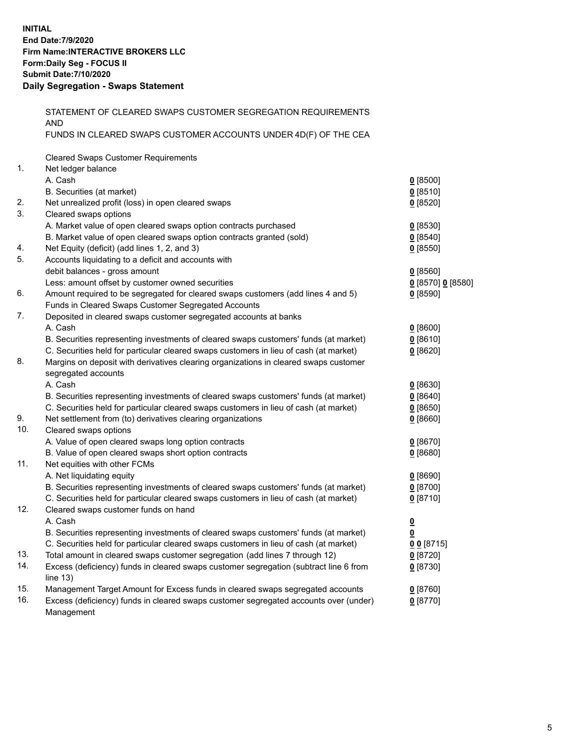**INITIAL**
**End Date:7/9/2020**
**Firm Name:INTERACTIVE BROKERS LLC**
**Form:Daily Seg - FOCUS II**
**Submit Date:7/10/2020**
**Daily Segregation - Swaps Statement**

STATEMENT OF CLEARED SWAPS CUSTOMER SEGREGATION REQUIREMENTS AND FUNDS IN CLEARED SWAPS CUSTOMER ACCOUNTS UNDER 4D(F) OF THE CEA

| | | |
|---|---|---|
| | Cleared Swaps Customer Requirements | |
| 1. | Net ledger balance | |
| | A. Cash | 0 [8500] |
| | B. Securities (at market) | 0 [8510] |
| 2. | Net unrealized profit (loss) in open cleared swaps | 0 [8520] |
| 3. | Cleared swaps options | |
| | A. Market value of open cleared swaps option contracts purchased | 0 [8530] |
| | B. Market value of open cleared swaps option contracts granted (sold) | 0 [8540] |
| 4. | Net Equity (deficit) (add lines 1, 2, and 3) | 0 [8550] |
| 5. | Accounts liquidating to a deficit and accounts with | |
| | debit balances - gross amount | 0 [8560] |
| | Less: amount offset by customer owned securities | 0 [8570] 0 [8580] |
| 6. | Amount required to be segregated for cleared swaps customers (add lines 4 and 5) | 0 [8590] |
| | Funds in Cleared Swaps Customer Segregated Accounts | |
| 7. | Deposited in cleared swaps customer segregated accounts at banks | |
| | A. Cash | 0 [8600] |
| | B. Securities representing investments of cleared swaps customers' funds (at market) | 0 [8610] |
| | C. Securities held for particular cleared swaps customers in lieu of cash (at market) | 0 [8620] |
| 8. | Margins on deposit with derivatives clearing organizations in cleared swaps customer segregated accounts | |
| | A. Cash | 0 [8630] |
| | B. Securities representing investments of cleared swaps customers' funds (at market) | 0 [8640] |
| | C. Securities held for particular cleared swaps customers in lieu of cash (at market) | 0 [8650] |
| 9. | Net settlement from (to) derivatives clearing organizations | 0 [8660] |
| 10. | Cleared swaps options | |
| | A. Value of open cleared swaps long option contracts | 0 [8670] |
| | B. Value of open cleared swaps short option contracts | 0 [8680] |
| 11. | Net equities with other FCMs | |
| | A. Net liquidating equity | 0 [8690] |
| | B. Securities representing investments of cleared swaps customers' funds (at market) | 0 [8700] |
| | C. Securities held for particular cleared swaps customers in lieu of cash (at market) | 0 [8710] |
| 12. | Cleared swaps customer funds on hand | |
| | A. Cash | 0 |
| | B. Securities representing investments of cleared swaps customers' funds (at market) | 0 |
| | C. Securities held for particular cleared swaps customers in lieu of cash (at market) | 0 0 [8715] |
| 13. | Total amount in cleared swaps customer segregation (add lines 7 through 12) | 0 [8720] |
| 14. | Excess (deficiency) funds in cleared swaps customer segregation (subtract line 6 from line 13) | 0 [8730] |
| 15. | Management Target Amount for Excess funds in cleared swaps segregated accounts | 0 [8760] |
| 16. | Excess (deficiency) funds in cleared swaps customer segregated accounts over (under) Management | 0 [8770] |